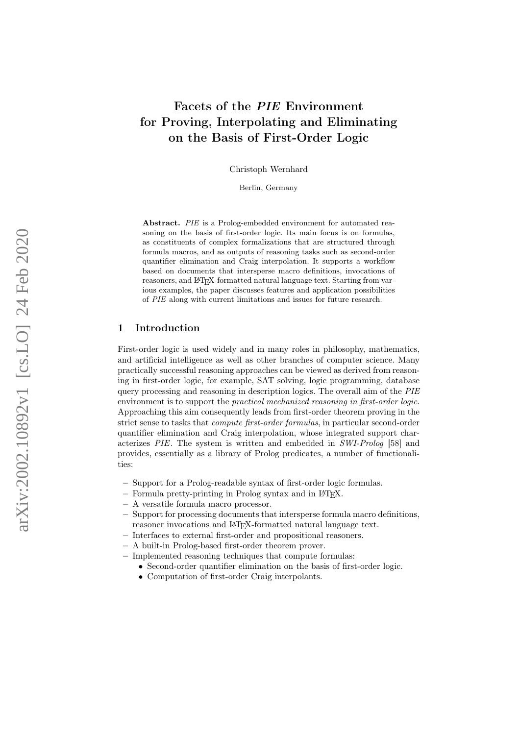# Facets of the *PIE* Environment for Proving, Interpolating and Eliminating on the Basis of First-Order Logic

Christoph Wernhard

Berlin, Germany

**Abstract.** *PIE* is a Prolog-embedded environment for automated reasoning on the basis of first-order logic. Its main focus is on formulas, as constituents of complex formalizations that are structured through formula macros, and as outputs of reasoning tasks such as second-order quantifier elimination and Craig interpolation. It supports a workflow based on documents that intersperse macro definitions, invocations of reasoners, and LaTeX-formatted natural language text. Starting from various examples, the paper discusses features and application possibilities of *PIE* along with current limitations and issues for future research.

## 1 Introduction

First-order logic is used widely and in many roles in philosophy, mathematics, and artificial intelligence as well as other branches of computer science. Many practically successful reasoning approaches can be viewed as derived from reasoning in first-order logic, for example, SAT solving, logic programming, database query processing and reasoning in description logics. The overall aim of the *PIE* environment is to support the *practical mechanized reasoning in first-order logic*. Approaching this aim consequently leads from first-order theorem proving in the strict sense to tasks that *compute first-order formulas*, in particular second-order quantifier elimination and Craig interpolation, whose integrated support characterizes *PIE*. The system is written and embedded in *SWI-Prolog* [58] and provides, essentially as a library of Prolog predicates, a number of functionalities:

- Support for a Prolog-readable syntax of first-order logic formulas.
- Formula pretty-printing in Prolog syntax and in LaTeX.
- A versatile formula macro processor.
- Support for processing documents that intersperse formula macro definitions, reasoner invocations and LaTeX-formatted natural language text.
- Interfaces to external first-order and propositional reasoners.
- A built-in Prolog-based first-order theorem prover.
- Implemented reasoning techniques that compute formulas:
  - Second-order quantifier elimination on the basis of first-order logic.
  - Computation of first-order Craig interpolants.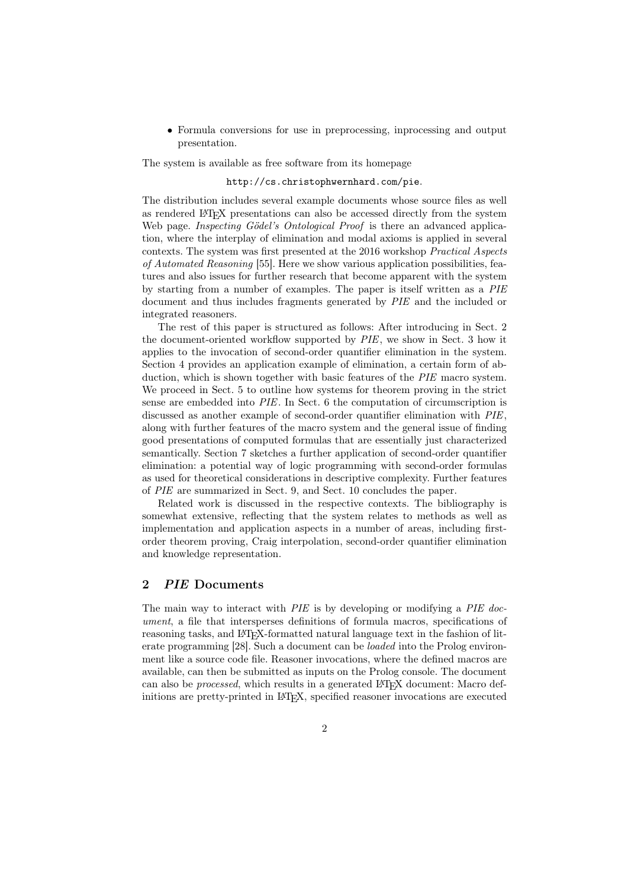- Formula conversions for use in preprocessing, inprocessing and output presentation.

The system is available as free software from its homepage

`http://cs.christophwernhard.com/pie`.

The distribution includes several example documents whose source files as well as rendered LaTeX presentations can also be accessed directly from the system Web page. *Inspecting Gödel's Ontological Proof* is there an advanced application, where the interplay of elimination and modal axioms is applied in several contexts. The system was first presented at the 2016 workshop *Practical Aspects of Automated Reasoning* [55]. Here we show various application possibilities, features and also issues for further research that become apparent with the system by starting from a number of examples. The paper is itself written as a *PIE* document and thus includes fragments generated by *PIE* and the included or integrated reasoners.

The rest of this paper is structured as follows: After introducing in Sect. 2 the document-oriented workflow supported by *PIE*, we show in Sect. 3 how it applies to the invocation of second-order quantifier elimination in the system. Section 4 provides an application example of elimination, a certain form of abduction, which is shown together with basic features of the *PIE* macro system. We proceed in Sect. 5 to outline how systems for theorem proving in the strict sense are embedded into *PIE*. In Sect. 6 the computation of circumscription is discussed as another example of second-order quantifier elimination with *PIE*, along with further features of the macro system and the general issue of finding good presentations of computed formulas that are essentially just characterized semantically. Section 7 sketches a further application of second-order quantifier elimination: a potential way of logic programming with second-order formulas as used for theoretical considerations in descriptive complexity. Further features of *PIE* are summarized in Sect. 9, and Sect. 10 concludes the paper.

Related work is discussed in the respective contexts. The bibliography is somewhat extensive, reflecting that the system relates to methods as well as implementation and application aspects in a number of areas, including first-order theorem proving, Craig interpolation, second-order quantifier elimination and knowledge representation.

## 2 *PIE* Documents

The main way to interact with *PIE* is by developing or modifying a *PIE document*, a file that intersperses definitions of formula macros, specifications of reasoning tasks, and LaTeX-formatted natural language text in the fashion of literate programming [28]. Such a document can be *loaded* into the Prolog environment like a source code file. Reasoner invocations, where the defined macros are available, can then be submitted as inputs on the Prolog console. The document can also be *processed*, which results in a generated LaTeX document: Macro definitions are pretty-printed in LaTeX, specified reasoner invocations are executed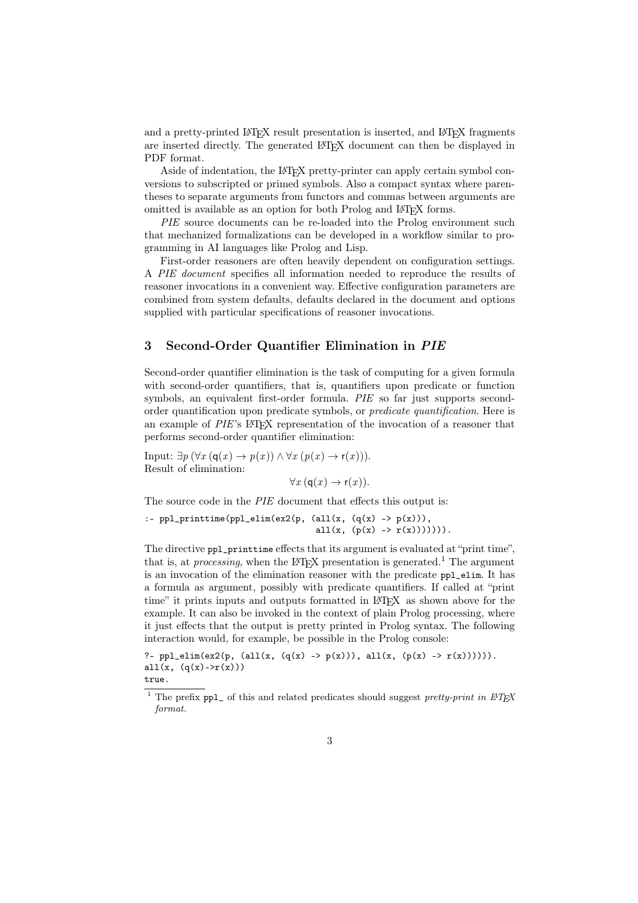and a pretty-printed LaTeX result presentation is inserted, and LaTeX fragments are inserted directly. The generated LaTeX document can then be displayed in PDF format.

Aside of indentation, the LaTeX pretty-printer can apply certain symbol conversions to subscripted or primed symbols. Also a compact syntax where parentheses to separate arguments from functors and commas between arguments are omitted is available as an option for both Prolog and LaTeX forms.

*PIE* source documents can be re-loaded into the Prolog environment such that mechanized formalizations can be developed in a workflow similar to programming in AI languages like Prolog and Lisp.

First-order reasoners are often heavily dependent on configuration settings. A *PIE document* specifies all information needed to reproduce the results of reasoner invocations in a convenient way. Effective configuration parameters are combined from system defaults, defaults declared in the document and options supplied with particular specifications of reasoner invocations.

## 3 Second-Order Quantifier Elimination in *PIE*

Second-order quantifier elimination is the task of computing for a given formula with second-order quantifiers, that is, quantifiers upon predicate or function symbols, an equivalent first-order formula. *PIE* so far just supports second-order quantification upon predicate symbols, or *predicate quantification*. Here is an example of *PIE*'s LaTeX representation of the invocation of a reasoner that performs second-order quantifier elimination:

Input: $\exists p\, (\forall x\, (\mathsf{q}(x) \rightarrow p(x)) \land \forall x\, (p(x) \rightarrow \mathsf{r}(x)))$.
Result of elimination:

$$\forall x\, (\mathsf{q}(x) \rightarrow \mathsf{r}(x)).$$

The source code in the *PIE* document that effects this output is:

```
:- ppl_printtime(ppl_elim(ex2(p, (all(x, (q(x) -> p(x))),
                                  all(x, (p(x) -> r(x))))))).
```

The directive `ppl_printtime` effects that its argument is evaluated at "print time", that is, at *processing*, when the LaTeX presentation is generated.[1] The argument is an invocation of the elimination reasoner with the predicate `ppl_elim`. It has a formula as argument, possibly with predicate quantifiers. If called at "print time" it prints inputs and outputs formatted in LaTeX as shown above for the example. It can also be invoked in the context of plain Prolog processing, where it just effects that the output is pretty printed in Prolog syntax. The following interaction would, for example, be possible in the Prolog console:

```
?- ppl_elim(ex2(p, (all(x, (q(x) -> p(x))), all(x, (p(x) -> r(x)))))).
all(x, (q(x)->r(x)))
true.
```

[1] The prefix `ppl_` of this and related predicates should suggest *pretty-print in LaTeX format.*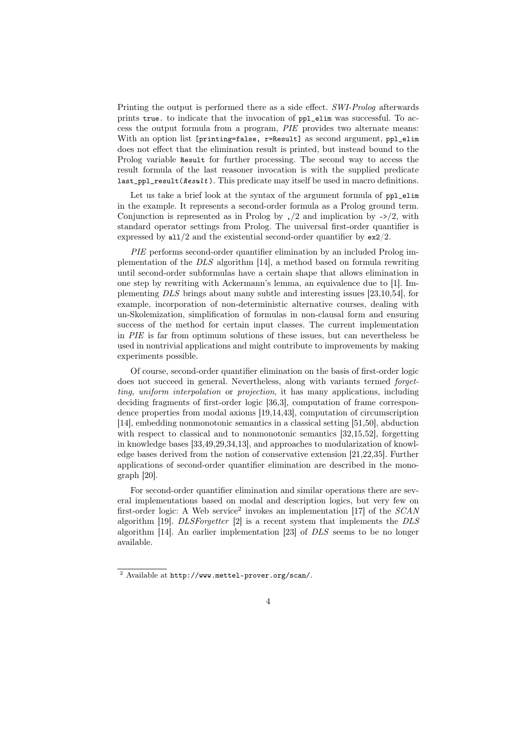Printing the output is performed there as a side effect. *SWI-Prolog* afterwards prints `true.` to indicate that the invocation of `ppl_elim` was successful. To access the output formula from a program, *PIE* provides two alternate means: With an option list `[printing=false, r=Result]` as second argument, `ppl_elim` does not effect that the elimination result is printed, but instead bound to the Prolog variable `Result` for further processing. The second way to access the result formula of the last reasoner invocation is with the supplied predicate `last_ppl_result(Result)`. This predicate may itself be used in macro definitions.

Let us take a brief look at the syntax of the argument formula of `ppl_elim` in the example. It represents a second-order formula as a Prolog ground term. Conjunction is represented as in Prolog by `,/2` and implication by `->/2`, with standard operator settings from Prolog. The universal first-order quantifier is expressed by `all/2` and the existential second-order quantifier by `ex2/2`.

*PIE* performs second-order quantifier elimination by an included Prolog implementation of the *DLS* algorithm [14], a method based on formula rewriting until second-order subformulas have a certain shape that allows elimination in one step by rewriting with Ackermann's lemma, an equivalence due to [1]. Implementing *DLS* brings about many subtle and interesting issues [23,10,54], for example, incorporation of non-deterministic alternative courses, dealing with un-Skolemization, simplification of formulas in non-clausal form and ensuring success of the method for certain input classes. The current implementation in *PIE* is far from optimum solutions of these issues, but can nevertheless be used in nontrivial applications and might contribute to improvements by making experiments possible.

Of course, second-order quantifier elimination on the basis of first-order logic does not succeed in general. Nevertheless, along with variants termed *forgetting*, *uniform interpolation* or *projection*, it has many applications, including deciding fragments of first-order logic [36,3], computation of frame correspondence properties from modal axioms [19,14,43], computation of circumscription [14], embedding nonmonotonic semantics in a classical setting [51,50], abduction with respect to classical and to nonmonotonic semantics [32,15,52], forgetting in knowledge bases [33,49,29,34,13], and approaches to modularization of knowledge bases derived from the notion of conservative extension [21,22,35]. Further applications of second-order quantifier elimination are described in the monograph [20].

For second-order quantifier elimination and similar operations there are several implementations based on modal and description logics, but very few on first-order logic: A Web service[2] invokes an implementation [17] of the *SCAN* algorithm [19]. *DLSForgetter* [2] is a recent system that implements the *DLS* algorithm [14]. An earlier implementation [23] of *DLS* seems to be no longer available.

---

[2] Available at `http://www.mettel-prover.org/scan/`.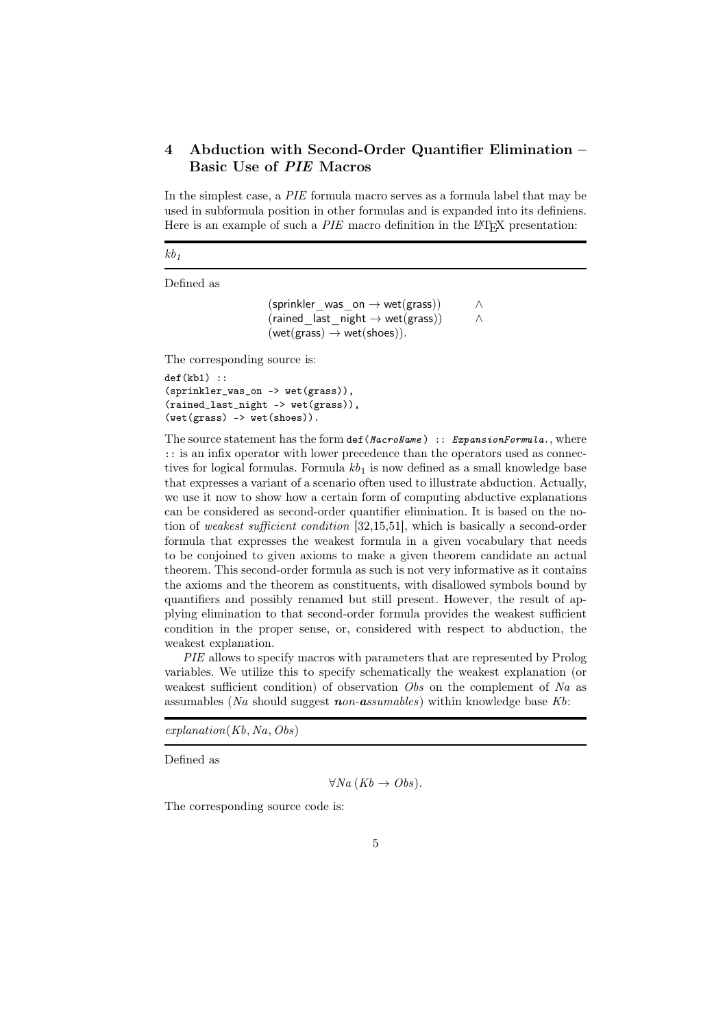## 4 Abduction with Second-Order Quantifier Elimination – Basic Use of *PIE* Macros

In the simplest case, a *PIE* formula macro serves as a formula label that may be used in subformula position in other formulas and is expanded into its definiens. Here is an example of such a *PIE* macro definition in the LaTeX presentation:

---

$kb_1$

---

Defined as

$$(\mathsf{sprinkler\_was\_on} \rightarrow \mathsf{wet}(\mathsf{grass})) \quad \land$$
$$(\mathsf{rained\_last\_night} \rightarrow \mathsf{wet}(\mathsf{grass})) \quad \land$$
$$(\mathsf{wet}(\mathsf{grass}) \rightarrow \mathsf{wet}(\mathsf{shoes})).$$

The corresponding source is:

```
def(kb1) ::
(sprinkler_was_on -> wet(grass)),
(rained_last_night -> wet(grass)),
(wet(grass) -> wet(shoes)).
```

The source statement has the form `def(`*`MacroName`*`) :: `*`ExpansionFormula`*`.`, where `::` is an infix operator with lower precedence than the operators used as connectives for logical formulas. Formula $kb_1$ is now defined as a small knowledge base that expresses a variant of a scenario often used to illustrate abduction. Actually, we use it now to show how a certain form of computing abductive explanations can be considered as second-order quantifier elimination. It is based on the notion of *weakest sufficient condition* [32,15,51], which is basically a second-order formula that expresses the weakest formula in a given vocabulary that needs to be conjoined to given axioms to make a given theorem candidate an actual theorem. This second-order formula as such is not very informative as it contains the axioms and the theorem as constituents, with disallowed symbols bound by quantifiers and possibly renamed but still present. However, the result of applying elimination to that second-order formula provides the weakest sufficient condition in the proper sense, or, considered with respect to abduction, the weakest explanation.

*PIE* allows to specify macros with parameters that are represented by Prolog variables. We utilize this to specify schematically the weakest explanation (or weakest sufficient condition) of observation *Obs* on the complement of *Na* as assumables (*Na* should suggest ***n****on-****a****ssumables*) within knowledge base *Kb*:

---

$explanation(Kb, Na, Obs)$

---

Defined as

$$\forall Na\, (Kb \rightarrow Obs).$$

The corresponding source code is: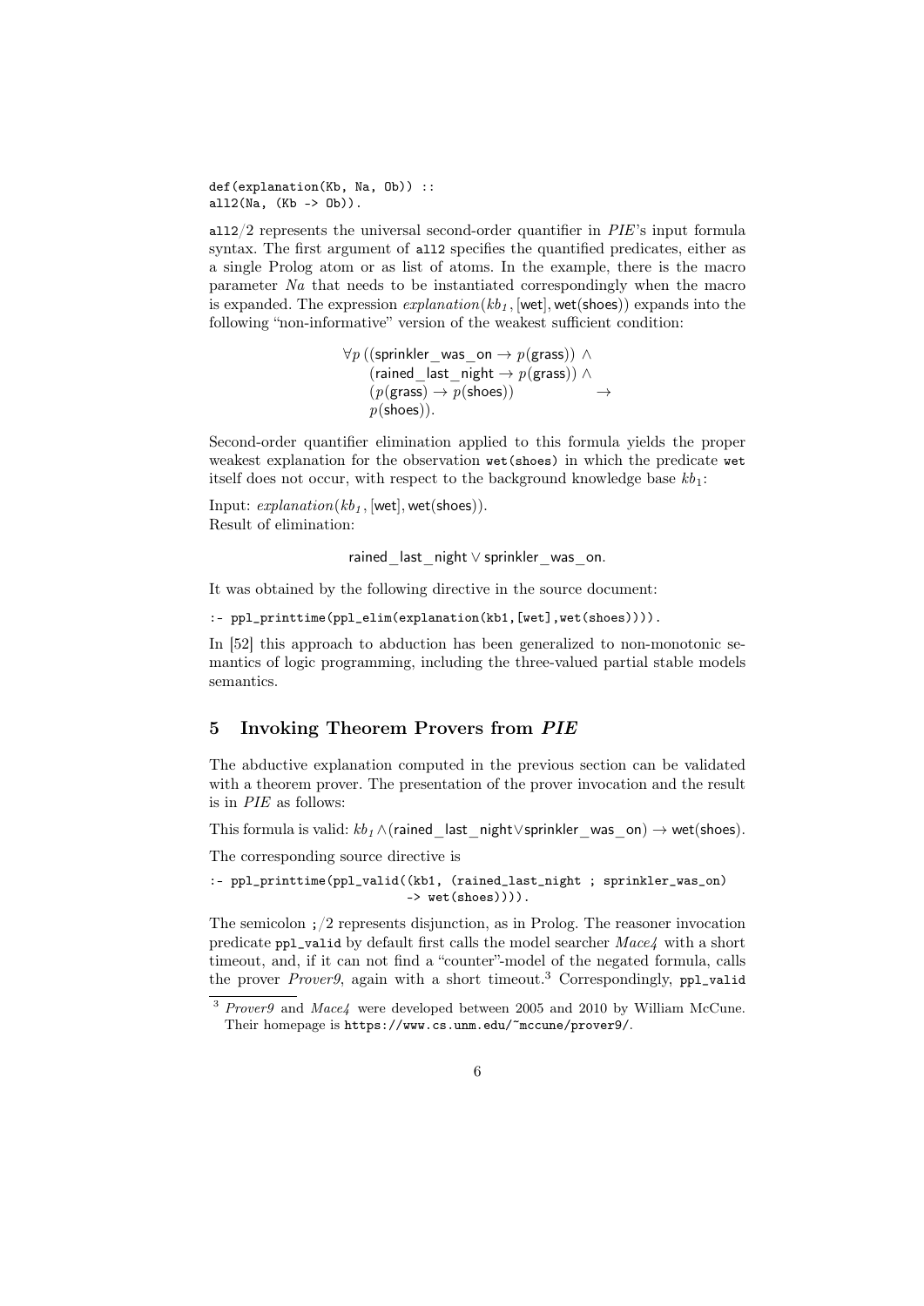```
def(explanation(Kb, Na, Ob)) ::
all2(Na, (Kb -> Ob)).
```

`all2/2` represents the universal second-order quantifier in *PIE*'s input formula syntax. The first argument of `all2` specifies the quantified predicates, either as a single Prolog atom or as list of atoms. In the example, there is the macro parameter *Na* that needs to be instantiated correspondingly when the macro is expanded. The expression $\mathit{explanation}(\mathit{kb}_1, [\mathsf{wet}], \mathsf{wet}(\mathsf{shoes}))$ expands into the following "non-informative" version of the weakest sufficient condition:

$$\begin{aligned}\forall p\, ( & (\mathsf{sprinkler\_was\_on} \rightarrow p(\mathsf{grass})) \land \\ & (\mathsf{rained\_last\_night} \rightarrow p(\mathsf{grass})) \land \\ & (p(\mathsf{grass}) \rightarrow p(\mathsf{shoes})) \qquad \rightarrow \\ & p(\mathsf{shoes})).\end{aligned}$$

Second-order quantifier elimination applied to this formula yields the proper weakest explanation for the observation `wet(shoes)` in which the predicate `wet` itself does not occur, with respect to the background knowledge base $kb_1$:

Input: $\mathit{explanation}(\mathit{kb}_1, [\mathsf{wet}], \mathsf{wet}(\mathsf{shoes}))$.
Result of elimination:

$$\mathsf{rained\_last\_night} \lor \mathsf{sprinkler\_was\_on}.$$

It was obtained by the following directive in the source document:

```
:- ppl_printtime(ppl_elim(explanation(kb1,[wet],wet(shoes)))).
```

In [52] this approach to abduction has been generalized to non-monotonic semantics of logic programming, including the three-valued partial stable models semantics.

## 5 Invoking Theorem Provers from *PIE*

The abductive explanation computed in the previous section can be validated with a theorem prover. The presentation of the prover invocation and the result is in *PIE* as follows:

This formula is valid: $\mathit{kb}_1 \land (\mathsf{rained\_last\_night} \lor \mathsf{sprinkler\_was\_on}) \rightarrow \mathsf{wet}(\mathsf{shoes})$.

The corresponding source directive is

```
:- ppl_printtime(ppl_valid((kb1, (rained_last_night ; sprinkler_was_on)
                            -> wet(shoes)))).
```

The semicolon `;/2` represents disjunction, as in Prolog. The reasoner invocation predicate `ppl_valid` by default first calls the model searcher *Mace4* with a short timeout, and, if it can not find a "counter"-model of the negated formula, calls the prover *Prover9*, again with a short timeout.[3] Correspondingly, `ppl_valid`

[3] *Prover9* and *Mace4* were developed between 2005 and 2010 by William McCune. Their homepage is https://www.cs.unm.edu/~mccune/prover9/.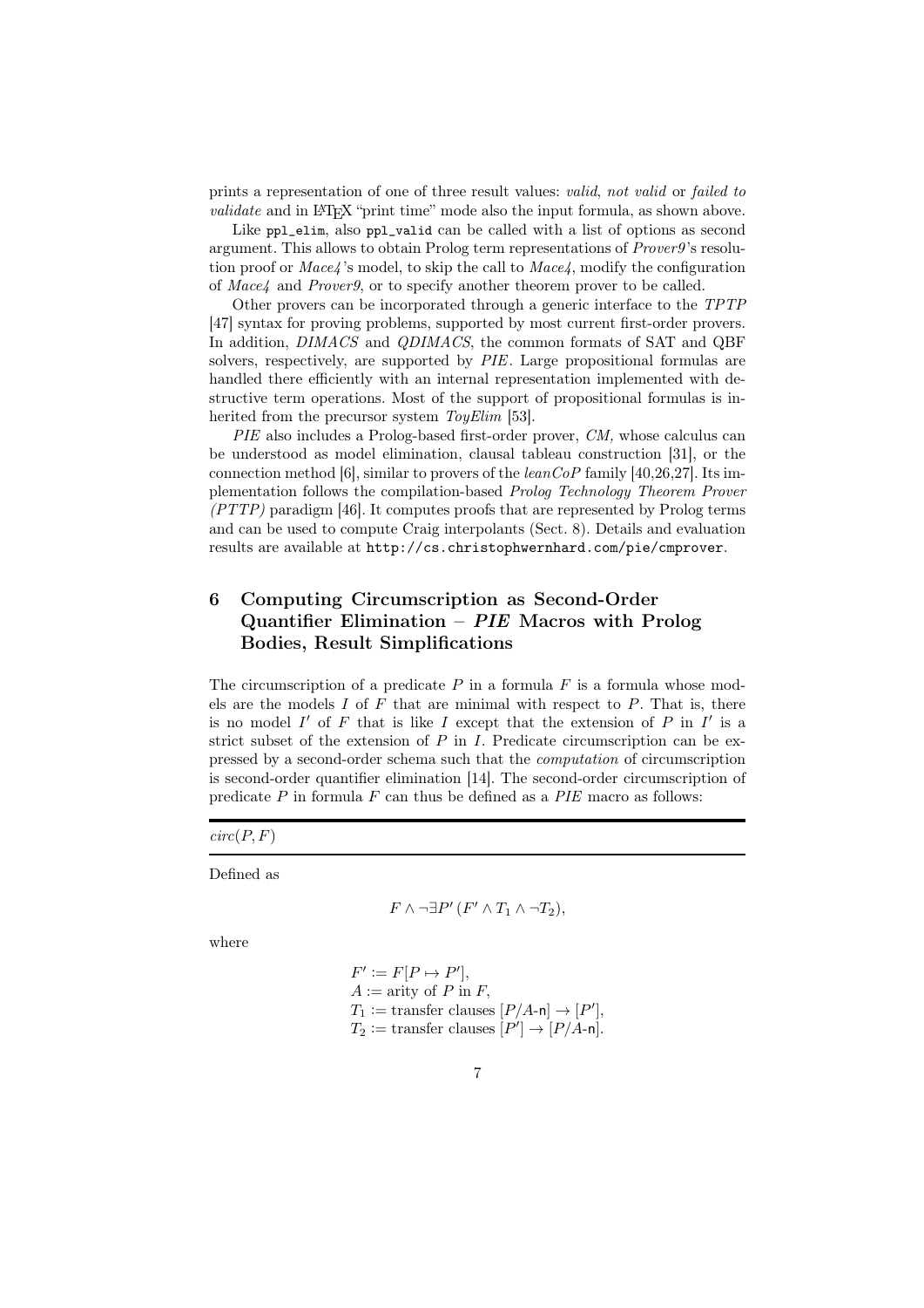prints a representation of one of three result values: *valid*, *not valid* or *failed to validate* and in LaTeX "print time" mode also the input formula, as shown above.

Like `ppl_elim`, also `ppl_valid` can be called with a list of options as second argument. This allows to obtain Prolog term representations of *Prover9*'s resolution proof or *Mace4*'s model, to skip the call to *Mace4*, modify the configuration of *Mace4* and *Prover9*, or to specify another theorem prover to be called.

Other provers can be incorporated through a generic interface to the *TPTP* [47] syntax for proving problems, supported by most current first-order provers. In addition, *DIMACS* and *QDIMACS*, the common formats of SAT and QBF solvers, respectively, are supported by *PIE*. Large propositional formulas are handled there efficiently with an internal representation implemented with destructive term operations. Most of the support of propositional formulas is inherited from the precursor system *ToyElim* [53].

*PIE* also includes a Prolog-based first-order prover, *CM,* whose calculus can be understood as model elimination, clausal tableau construction [31], or the connection method [6], similar to provers of the *leanCoP* family [40,26,27]. Its implementation follows the compilation-based *Prolog Technology Theorem Prover (PTTP)* paradigm [46]. It computes proofs that are represented by Prolog terms and can be used to compute Craig interpolants (Sect. 8). Details and evaluation results are available at `http://cs.christophwernhard.com/pie/cmprover`.

## 6 Computing Circumscription as Second-Order Quantifier Elimination – *PIE* Macros with Prolog Bodies, Result Simplifications

The circumscription of a predicate $P$ in a formula $F$ is a formula whose models are the models $I$ of $F$ that are minimal with respect to $P$. That is, there is no model $I'$ of $F$ that is like $I$ except that the extension of $P$ in $I'$ is a strict subset of the extension of $P$ in $I$. Predicate circumscription can be expressed by a second-order schema such that the *computation* of circumscription is second-order quantifier elimination [14]. The second-order circumscription of predicate $P$ in formula $F$ can thus be defined as a *PIE* macro as follows:

---

$circ(P, F)$

---

Defined as

$$F \land \neg\exists P' \, (F' \land T_1 \land \neg T_2),$$

where

$$\begin{aligned}
&F' := F[P \mapsto P'],\\
&A := \text{arity of } P \text{ in } F,\\
&T_1 := \text{transfer clauses } [P/A\text{-}\mathsf{n}] \rightarrow [P'],\\
&T_2 := \text{transfer clauses } [P'] \rightarrow [P/A\text{-}\mathsf{n}].
\end{aligned}$$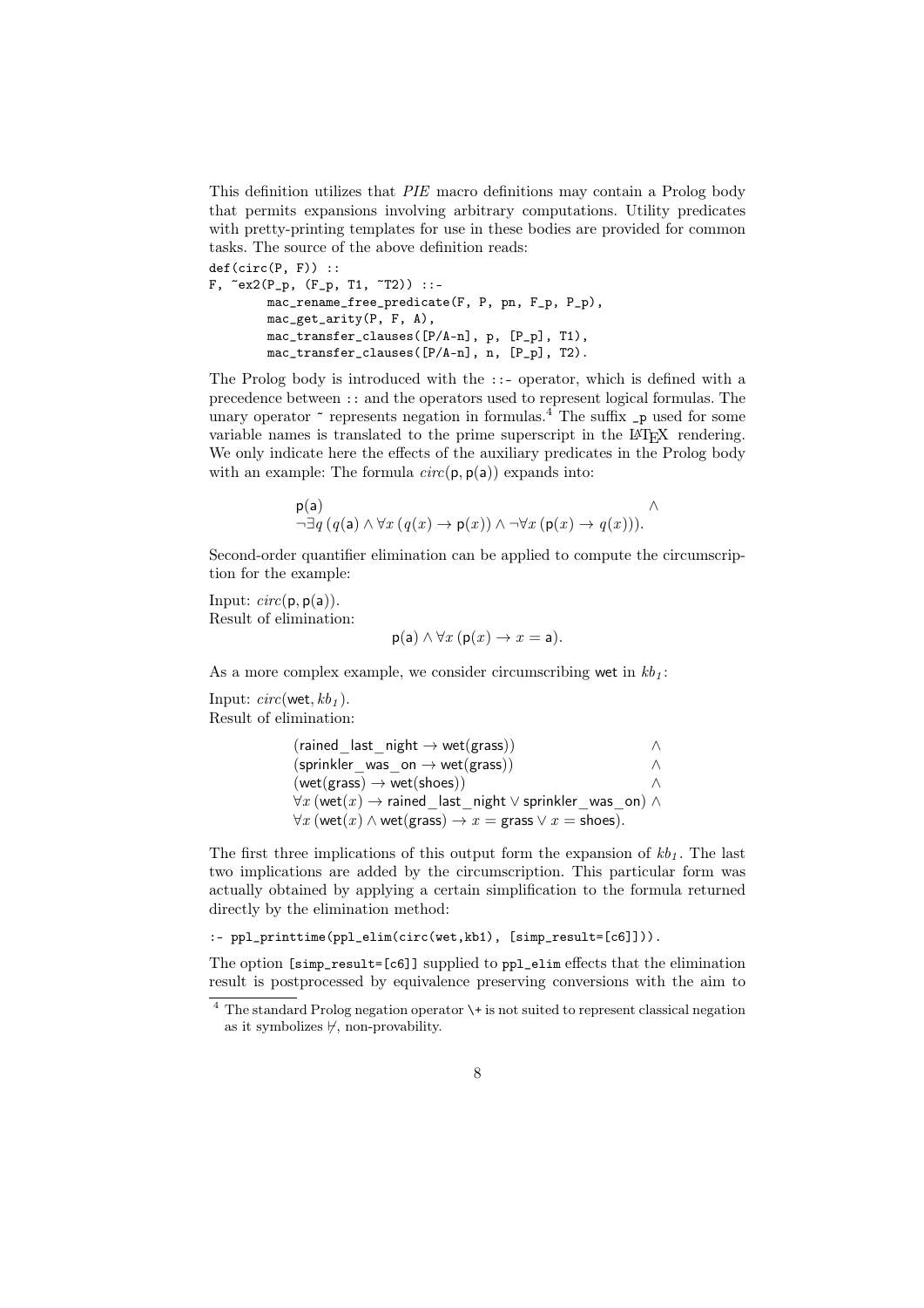This definition utilizes that *PIE* macro definitions may contain a Prolog body that permits expansions involving arbitrary computations. Utility predicates with pretty-printing templates for use in these bodies are provided for common tasks. The source of the above definition reads:

```
def(circ(P, F)) ::
F, ~ex2(P_p, (F_p, T1, ~T2)) ::-
        mac_rename_free_predicate(F, P, pn, F_p, P_p),
        mac_get_arity(P, F, A),
        mac_transfer_clauses([P/A-n], p, [P_p], T1),
        mac_transfer_clauses([P/A-n], n, [P_p], T2).
```

The Prolog body is introduced with the `::-` operator, which is defined with a precedence between `::` and the operators used to represent logical formulas. The unary operator `~` represents negation in formulas.[4] The suffix `_p` used for some variable names is translated to the prime superscript in the LaTeX rendering. We only indicate here the effects of the auxiliary predicates in the Prolog body with an example: The formula $circ(\mathsf{p}, \mathsf{p}(\mathsf{a}))$ expands into:

$$\begin{array}{l} \mathsf{p}(\mathsf{a}) \hfill \land \\ \neg\exists q\, (q(\mathsf{a}) \land \forall x\, (q(x) \rightarrow \mathsf{p}(x)) \land \neg\forall x\, (\mathsf{p}(x) \rightarrow q(x))). \end{array}$$

Second-order quantifier elimination can be applied to compute the circumscription for the example:

Input: $circ(\mathsf{p}, \mathsf{p}(\mathsf{a}))$.
Result of elimination:

$$\mathsf{p}(\mathsf{a}) \land \forall x\, (\mathsf{p}(x) \rightarrow x = \mathsf{a}).$$

As a more complex example, we consider circumscribing wet in $kb_1$:

Input: $circ(\mathsf{wet}, kb_1)$.
Result of elimination:

$$\begin{array}{ll} (\mathsf{rained\_last\_night} \rightarrow \mathsf{wet}(\mathsf{grass})) & \land \\ (\mathsf{sprinkler\_was\_on} \rightarrow \mathsf{wet}(\mathsf{grass})) & \land \\ (\mathsf{wet}(\mathsf{grass}) \rightarrow \mathsf{wet}(\mathsf{shoes})) & \land \\ \forall x\, (\mathsf{wet}(x) \rightarrow \mathsf{rained\_last\_night} \lor \mathsf{sprinkler\_was\_on}) & \land \\ \forall x\, (\mathsf{wet}(x) \land \mathsf{wet}(\mathsf{grass}) \rightarrow x = \mathsf{grass} \lor x = \mathsf{shoes}). & \end{array}$$

The first three implications of this output form the expansion of $kb_1$. The last two implications are added by the circumscription. This particular form was actually obtained by applying a certain simplification to the formula returned directly by the elimination method:

```
:- ppl_printtime(ppl_elim(circ(wet,kb1), [simp_result=[c6]])).
```

The option `[simp_result=[c6]]` supplied to `ppl_elim` effects that the elimination result is postprocessed by equivalence preserving conversions with the aim to

[4] The standard Prolog negation operator `\+` is not suited to represent classical negation as it symbolizes $\not\vdash$, non-provability.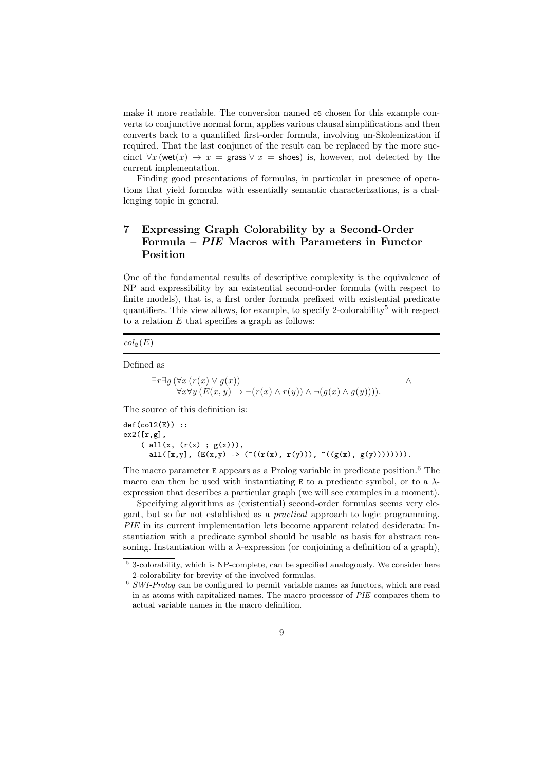make it more readable. The conversion named `c6` chosen for this example converts to conjunctive normal form, applies various clausal simplifications and then converts back to a quantified first-order formula, involving un-Skolemization if required. That the last conjunct of the result can be replaced by the more succinct $\forall x\,(\mathsf{wet}(x) \rightarrow x = \mathsf{grass} \lor x = \mathsf{shoes})$ is, however, not detected by the current implementation.

Finding good presentations of formulas, in particular in presence of operations that yield formulas with essentially semantic characterizations, is a challenging topic in general.

## 7 Expressing Graph Colorability by a Second-Order Formula – *PIE* Macros with Parameters in Functor Position

One of the fundamental results of descriptive complexity is the equivalence of NP and expressibility by an existential second-order formula (with respect to finite models), that is, a first order formula prefixed with existential predicate quantifiers. This view allows, for example, to specify 2-colorability[5] with respect to a relation $E$ that specifies a graph as follows:

---

$col_2(E)$

---

Defined as

$$\exists r \exists g\, (\forall x\, (r(x) \lor g(x)) \land \forall x \forall y\, (E(x,y) \rightarrow \neg(r(x) \land r(y)) \land \neg(g(x) \land g(y)))).$$

The source of this definition is:

```
def(col2(E)) ::
ex2([r,g],
    ( all(x, (r(x) ; g(x))),
      all([x,y], (E(x,y) -> (~((r(x), r(y))), ~((g(x), g(y)))))))).
```

The macro parameter `E` appears as a Prolog variable in predicate position.[6] The macro can then be used with instantiating `E` to a predicate symbol, or to a $\lambda$-expression that describes a particular graph (we will see examples in a moment).

Specifying algorithms as (existential) second-order formulas seems very elegant, but so far not established as a *practical* approach to logic programming. *PIE* in its current implementation lets become apparent related desiderata: Instantiation with a predicate symbol should be usable as basis for abstract reasoning. Instantiation with a $\lambda$-expression (or conjoining a definition of a graph),

[5] 3-colorability, which is NP-complete, can be specified analogously. We consider here 2-colorability for brevity of the involved formulas.

[6] *SWI-Prolog* can be configured to permit variable names as functors, which are read in as atoms with capitalized names. The macro processor of *PIE* compares them to actual variable names in the macro definition.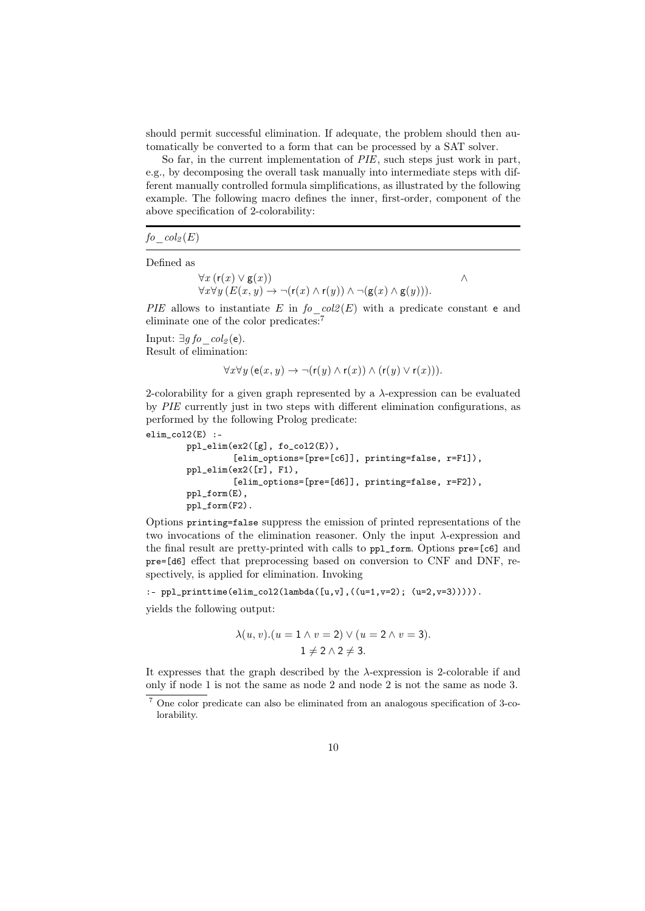should permit successful elimination. If adequate, the problem should then automatically be converted to a form that can be processed by a SAT solver.

So far, in the current implementation of *PIE*, such steps just work in part, e.g., by decomposing the overall task manually into intermediate steps with different manually controlled formula simplifications, as illustrated by the following example. The following macro defines the inner, first-order, component of the above specification of 2-colorability:

---

$fo\_col_2(E)$

---

Defined as

$$\begin{array}{ll} \forall x\, (\mathsf{r}(x) \lor \mathsf{g}(x)) & \land \\ \forall x \forall y\, (E(x,y) \rightarrow \neg(\mathsf{r}(x) \land \mathsf{r}(y)) \land \neg(\mathsf{g}(x) \land \mathsf{g}(y))). & \end{array}$$

*PIE* allows to instantiate $E$ in $fo\_col2(E)$ with a predicate constant $\mathsf{e}$ and eliminate one of the color predicates:[7]

Input: $\exists g\, fo\_col_2(\mathsf{e})$.
Result of elimination:

$$\forall x \forall y\, (\mathsf{e}(x,y) \rightarrow \neg(\mathsf{r}(y) \land \mathsf{r}(x)) \land (\mathsf{r}(y) \lor \mathsf{r}(x))).$$

2-colorability for a given graph represented by a $\lambda$-expression can be evaluated by *PIE* currently just in two steps with different elimination configurations, as performed by the following Prolog predicate:

```
elim_col2(E) :-
        ppl_elim(ex2([g], fo_col2(E)),
                 [elim_options=[pre=[c6]], printing=false, r=F1]),
        ppl_elim(ex2([r], F1),
                 [elim_options=[pre=[d6]], printing=false, r=F2]),
        ppl_form(E),
        ppl_form(F2).
```

Options `printing=false` suppress the emission of printed representations of the two invocations of the elimination reasoner. Only the input $\lambda$-expression and the final result are pretty-printed with calls to `ppl_form`. Options `pre=[c6]` and `pre=[d6]` effect that preprocessing based on conversion to CNF and DNF, respectively, is applied for elimination. Invoking

```
:- ppl_printtime(elim_col2(lambda([u,v],((u=1,v=2); (u=2,v=3))))).
```

yields the following output:

$$\lambda(u,v).(u = 1 \land v = 2) \lor (u = 2 \land v = 3).$$
$$1 \neq 2 \land 2 \neq 3.$$

It expresses that the graph described by the $\lambda$-expression is 2-colorable if and only if node 1 is not the same as node 2 and node 2 is not the same as node 3.

[7] One color predicate can also be eliminated from an analogous specification of 3-colorability.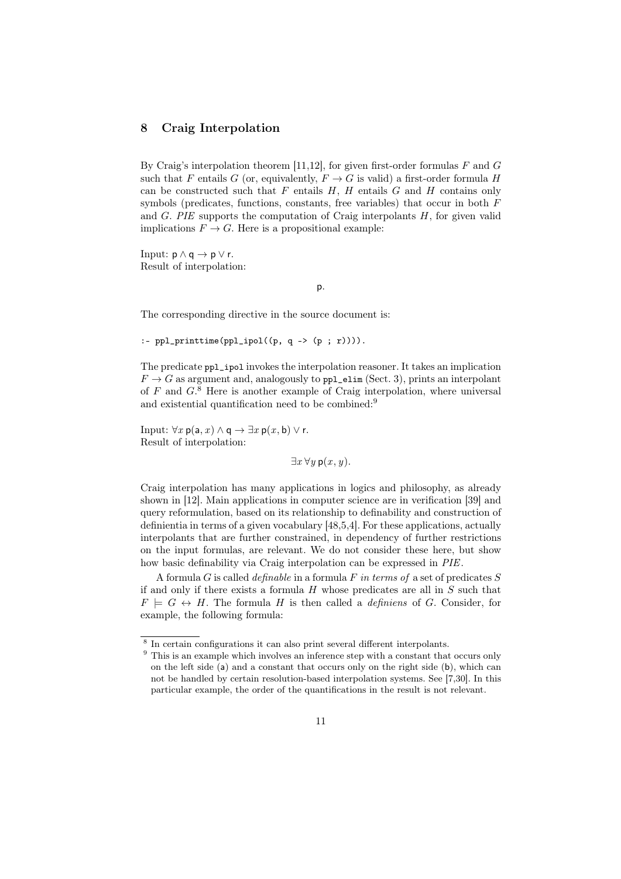## 8 Craig Interpolation

By Craig's interpolation theorem [11,12], for given first-order formulas $F$ and $G$ such that $F$ entails $G$ (or, equivalently, $F \rightarrow G$ is valid) a first-order formula $H$ can be constructed such that $F$ entails $H$, $H$ entails $G$ and $H$ contains only symbols (predicates, functions, constants, free variables) that occur in both $F$ and $G$. *PIE* supports the computation of Craig interpolants $H$, for given valid implications $F \rightarrow G$. Here is a propositional example:

Input: $\mathsf{p} \land \mathsf{q} \rightarrow \mathsf{p} \lor \mathsf{r}$.
Result of interpolation:

$$\mathsf{p}.$$

The corresponding directive in the source document is:

```
:- ppl_printtime(ppl_ipol((p, q -> (p ; r)))).
```

The predicate `ppl_ipol` invokes the interpolation reasoner. It takes an implication $F \rightarrow G$ as argument and, analogously to `ppl_elim` (Sect. 3), prints an interpolant of $F$ and $G$.[8] Here is another example of Craig interpolation, where universal and existential quantification need to be combined:[9]

Input: $\forall x\, \mathsf{p}(\mathsf{a}, x) \land \mathsf{q} \rightarrow \exists x\, \mathsf{p}(x, \mathsf{b}) \lor \mathsf{r}$.
Result of interpolation:

$$\exists x\, \forall y\, \mathsf{p}(x, y).$$

Craig interpolation has many applications in logics and philosophy, as already shown in [12]. Main applications in computer science are in verification [39] and query reformulation, based on its relationship to definability and construction of definientia in terms of a given vocabulary [48,5,4]. For these applications, actually interpolants that are further constrained, in dependency of further restrictions on the input formulas, are relevant. We do not consider these here, but show how basic definability via Craig interpolation can be expressed in *PIE*.

A formula $G$ is called *definable* in a formula $F$ *in terms of* a set of predicates $S$ if and only if there exists a formula $H$ whose predicates are all in $S$ such that $F \models G \leftrightarrow H$. The formula $H$ is then called a *definiens* of $G$. Consider, for example, the following formula:

---

[8] In certain configurations it can also print several different interpolants.

[9] This is an example which involves an inference step with a constant that occurs only on the left side ($\mathsf{a}$) and a constant that occurs only on the right side ($\mathsf{b}$), which can not be handled by certain resolution-based interpolation systems. See [7,30]. In this particular example, the order of the quantifications in the result is not relevant.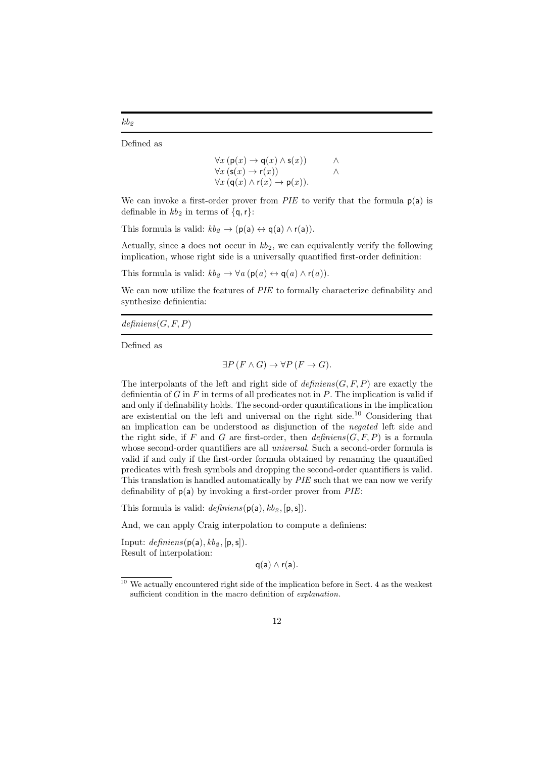---

*$kb_2$*

---

Defined as

$$\begin{array}{ll} \forall x\, (\mathsf{p}(x) \rightarrow \mathsf{q}(x) \land \mathsf{s}(x)) & \land \\ \forall x\, (\mathsf{s}(x) \rightarrow \mathsf{r}(x)) & \land \\ \forall x\, (\mathsf{q}(x) \land \mathsf{r}(x) \rightarrow \mathsf{p}(x)). & \end{array}$$

We can invoke a first-order prover from *PIE* to verify that the formula $\mathsf{p}(\mathsf{a})$ is definable in $kb_2$ in terms of $\{\mathsf{q}, \mathsf{r}\}$:

This formula is valid: $kb_2 \rightarrow (\mathsf{p}(\mathsf{a}) \leftrightarrow \mathsf{q}(\mathsf{a}) \land \mathsf{r}(\mathsf{a}))$.

Actually, since $\mathsf{a}$ does not occur in $kb_2$, we can equivalently verify the following implication, whose right side is a universally quantified first-order definition:

This formula is valid: $kb_2 \rightarrow \forall a\, (\mathsf{p}(a) \leftrightarrow \mathsf{q}(a) \land \mathsf{r}(a))$.

We can now utilize the features of *PIE* to formally characterize definability and synthesize definientia:

---

*$definiens(G, F, P)$*

---

Defined as

$$\exists P\, (F \land G) \rightarrow \forall P\, (F \rightarrow G).$$

The interpolants of the left and right side of $definiens(G, F, P)$ are exactly the definientia of $G$ in $F$ in terms of all predicates not in $P$. The implication is valid if and only if definability holds. The second-order quantifications in the implication are existential on the left and universal on the right side.[10] Considering that an implication can be understood as disjunction of the *negated* left side and the right side, if $F$ and $G$ are first-order, then $definiens(G, F, P)$ is a formula whose second-order quantifiers are all *universal*. Such a second-order formula is valid if and only if the first-order formula obtained by renaming the quantified predicates with fresh symbols and dropping the second-order quantifiers is valid. This translation is handled automatically by *PIE* such that we can now we verify definability of $\mathsf{p}(\mathsf{a})$ by invoking a first-order prover from *PIE*:

This formula is valid: $definiens(\mathsf{p}(\mathsf{a}), kb_2, [\mathsf{p}, \mathsf{s}])$.

And, we can apply Craig interpolation to compute a definiens:

Input: $definiens(\mathsf{p}(\mathsf{a}), kb_2, [\mathsf{p}, \mathsf{s}])$.
Result of interpolation:

$$\mathsf{q}(\mathsf{a}) \land \mathsf{r}(\mathsf{a}).$$

---

[10] We actually encountered right side of the implication before in Sect. 4 as the weakest sufficient condition in the macro definition of *explanation*.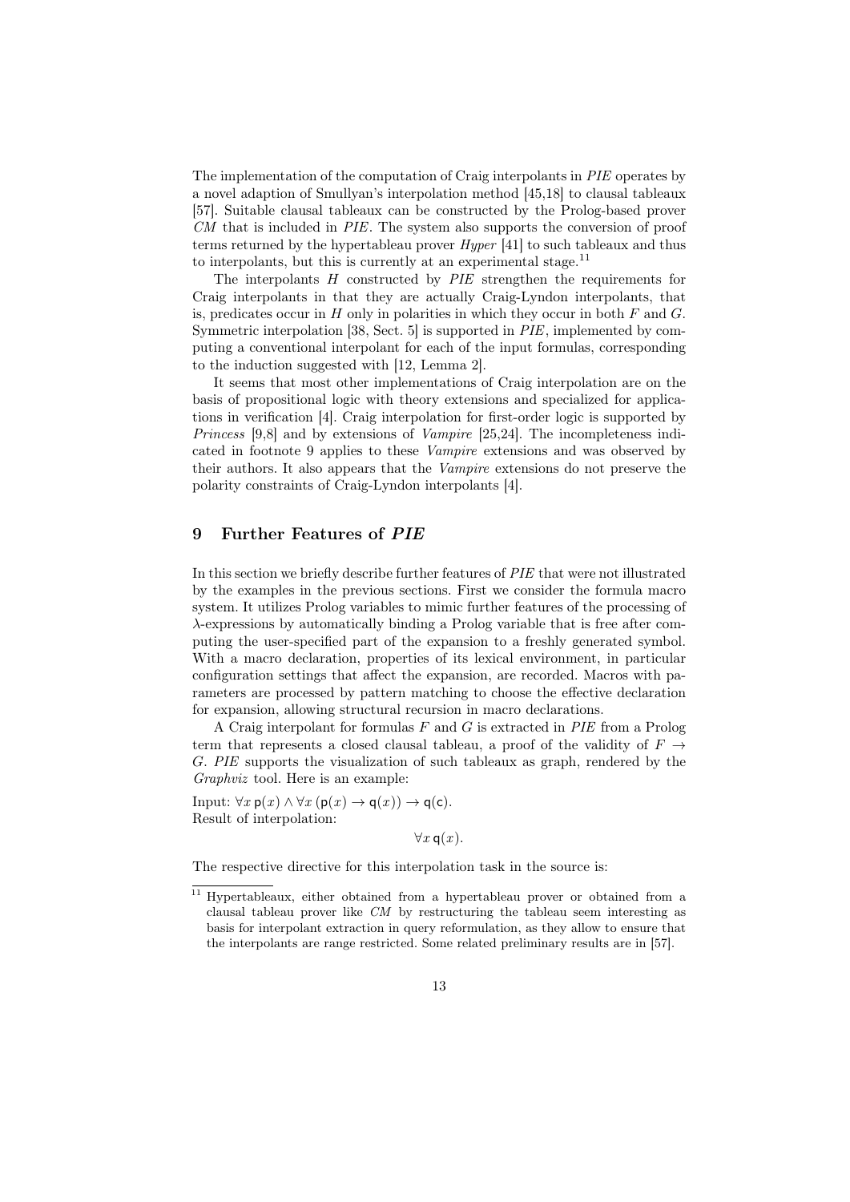The implementation of the computation of Craig interpolants in *PIE* operates by a novel adaption of Smullyan's interpolation method [45,18] to clausal tableaux [57]. Suitable clausal tableaux can be constructed by the Prolog-based prover *CM* that is included in *PIE*. The system also supports the conversion of proof terms returned by the hypertableau prover *Hyper* [41] to such tableaux and thus to interpolants, but this is currently at an experimental stage.[11]

The interpolants $H$ constructed by *PIE* strengthen the requirements for Craig interpolants in that they are actually Craig-Lyndon interpolants, that is, predicates occur in $H$ only in polarities in which they occur in both $F$ and $G$. Symmetric interpolation [38, Sect. 5] is supported in *PIE*, implemented by computing a conventional interpolant for each of the input formulas, corresponding to the induction suggested with [12, Lemma 2].

It seems that most other implementations of Craig interpolation are on the basis of propositional logic with theory extensions and specialized for applications in verification [4]. Craig interpolation for first-order logic is supported by *Princess* [9,8] and by extensions of *Vampire* [25,24]. The incompleteness indicated in footnote 9 applies to these *Vampire* extensions and was observed by their authors. It also appears that the *Vampire* extensions do not preserve the polarity constraints of Craig-Lyndon interpolants [4].

## 9 Further Features of *PIE*

In this section we briefly describe further features of *PIE* that were not illustrated by the examples in the previous sections. First we consider the formula macro system. It utilizes Prolog variables to mimic further features of the processing of $\lambda$-expressions by automatically binding a Prolog variable that is free after computing the user-specified part of the expansion to a freshly generated symbol. With a macro declaration, properties of its lexical environment, in particular configuration settings that affect the expansion, are recorded. Macros with parameters are processed by pattern matching to choose the effective declaration for expansion, allowing structural recursion in macro declarations.

A Craig interpolant for formulas $F$ and $G$ is extracted in *PIE* from a Prolog term that represents a closed clausal tableau, a proof of the validity of $F \rightarrow G$. *PIE* supports the visualization of such tableaux as graph, rendered by the *Graphviz* tool. Here is an example:

Input: $\forall x\, \mathsf{p}(x) \land \forall x\, (\mathsf{p}(x) \rightarrow \mathsf{q}(x)) \rightarrow \mathsf{q}(\mathsf{c})$.
Result of interpolation:

$$\forall x\, \mathsf{q}(x).$$

The respective directive for this interpolation task in the source is:

[11] Hypertableaux, either obtained from a hypertableau prover or obtained from a clausal tableau prover like *CM* by restructuring the tableau seem interesting as basis for interpolant extraction in query reformulation, as they allow to ensure that the interpolants are range restricted. Some related preliminary results are in [57].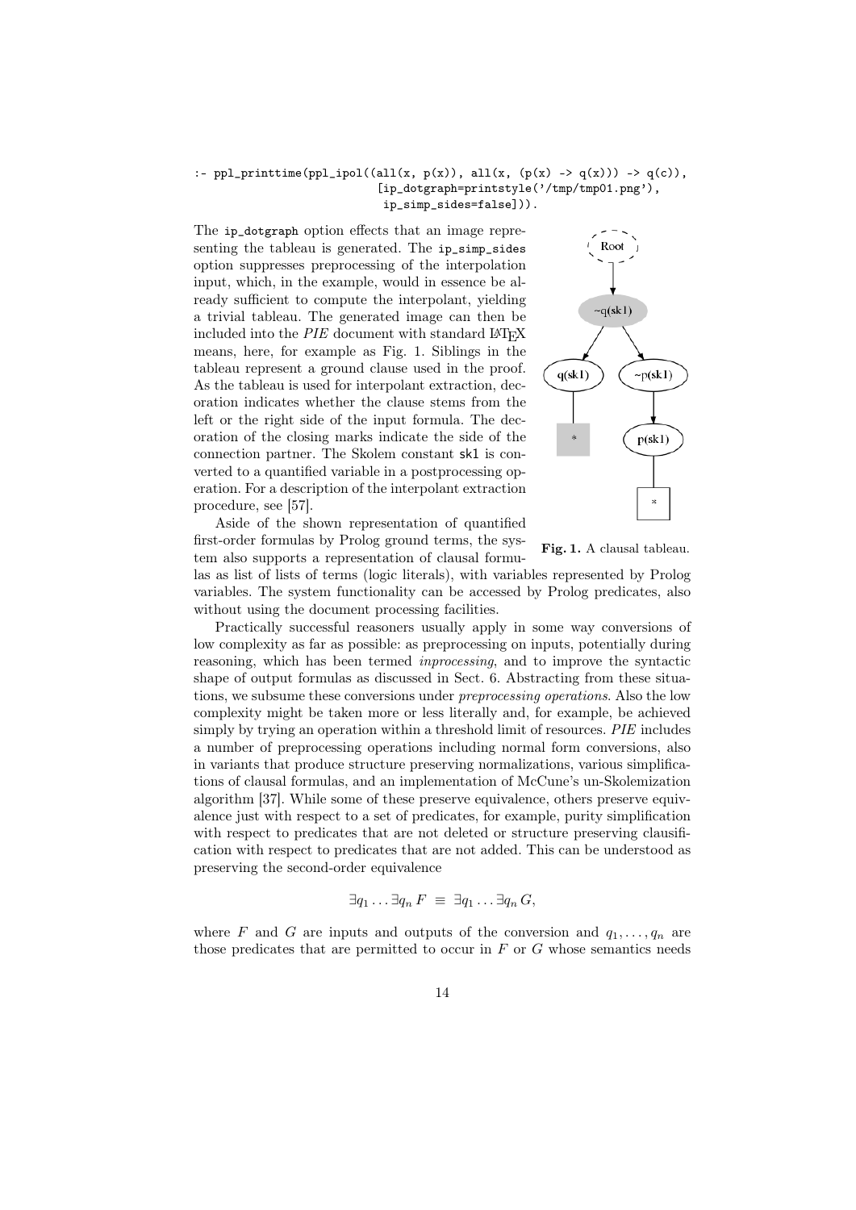```
:- ppl_printtime(ppl_ipol((all(x, p(x)), all(x, (p(x) -> q(x))) -> q(c)),
                          [ip_dotgraph=printstyle('/tmp/tmp01.png'),
                           ip_simp_sides=false])).
```

The `ip_dotgraph` option effects that an image representing the tableau is generated. The `ip_simp_sides` option suppresses preprocessing of the interpolation input, which, in the example, would in essence be already sufficient to compute the interpolant, yielding a trivial tableau. The generated image can then be included into the *PIE* document with standard LaTeX means, here, for example as Fig. 1. Siblings in the tableau represent a ground clause used in the proof. As the tableau is used for interpolant extraction, decoration indicates whether the clause stems from the left or the right side of the input formula. The decoration of the closing marks indicate the side of the connection partner. The Skolem constant `sk1` is converted to a quantified variable in a postprocessing operation. For a description of the interpolant extraction procedure, see [57].

Root

~q(sk1)

q(sk1)

~p(sk1)

*

p(sk1)

*

**Fig. 1.** A clausal tableau.

Aside of the shown representation of quantified first-order formulas by Prolog ground terms, the system also supports a representation of clausal formulas as list of lists of terms (logic literals), with variables represented by Prolog variables. The system functionality can be accessed by Prolog predicates, also without using the document processing facilities.

Practically successful reasoners usually apply in some way conversions of low complexity as far as possible: as preprocessing on inputs, potentially during reasoning, which has been termed *inprocessing*, and to improve the syntactic shape of output formulas as discussed in Sect. 6. Abstracting from these situations, we subsume these conversions under *preprocessing operations*. Also the low complexity might be taken more or less literally and, for example, be achieved simply by trying an operation within a threshold limit of resources. *PIE* includes a number of preprocessing operations including normal form conversions, also in variants that produce structure preserving normalizations, various simplifications of clausal formulas, and an implementation of McCune's un-Skolemization algorithm [37]. While some of these preserve equivalence, others preserve equivalence just with respect to a set of predicates, for example, purity simplification with respect to predicates that are not deleted or structure preserving clausification with respect to predicates that are not added. This can be understood as preserving the second-order equivalence

$$\exists q_1 \ldots \exists q_n \, F \;\equiv\; \exists q_1 \ldots \exists q_n \, G,$$

where $F$ and $G$ are inputs and outputs of the conversion and $q_1, \ldots, q_n$ are those predicates that are permitted to occur in $F$ or $G$ whose semantics needs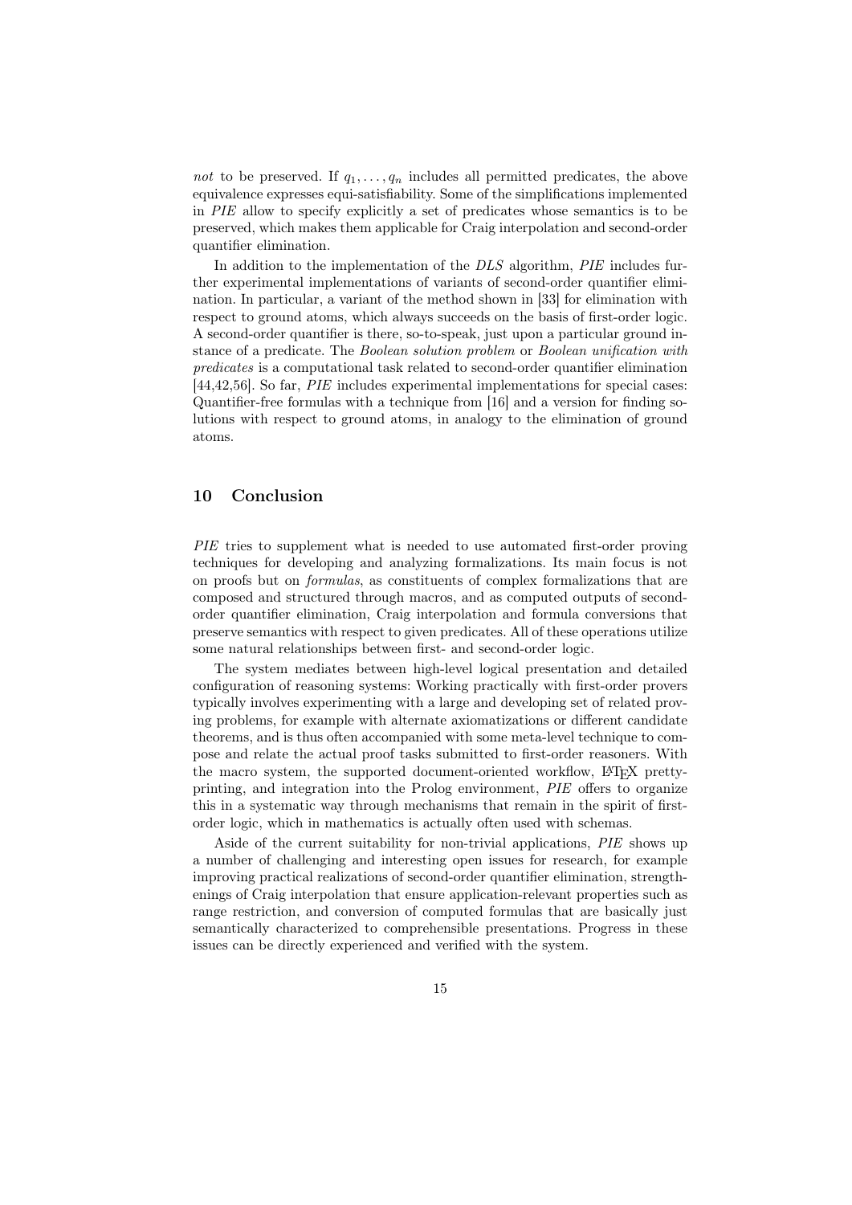*not* to be preserved. If $q_1, \ldots, q_n$ includes all permitted predicates, the above equivalence expresses equi-satisfiability. Some of the simplifications implemented in *PIE* allow to specify explicitly a set of predicates whose semantics is to be preserved, which makes them applicable for Craig interpolation and second-order quantifier elimination.

In addition to the implementation of the *DLS* algorithm, *PIE* includes further experimental implementations of variants of second-order quantifier elimination. In particular, a variant of the method shown in [33] for elimination with respect to ground atoms, which always succeeds on the basis of first-order logic. A second-order quantifier is there, so-to-speak, just upon a particular ground instance of a predicate. The *Boolean solution problem* or *Boolean unification with predicates* is a computational task related to second-order quantifier elimination [44,42,56]. So far, *PIE* includes experimental implementations for special cases: Quantifier-free formulas with a technique from [16] and a version for finding solutions with respect to ground atoms, in analogy to the elimination of ground atoms.

## 10 Conclusion

*PIE* tries to supplement what is needed to use automated first-order proving techniques for developing and analyzing formalizations. Its main focus is not on proofs but on *formulas*, as constituents of complex formalizations that are composed and structured through macros, and as computed outputs of second-order quantifier elimination, Craig interpolation and formula conversions that preserve semantics with respect to given predicates. All of these operations utilize some natural relationships between first- and second-order logic.

The system mediates between high-level logical presentation and detailed configuration of reasoning systems: Working practically with first-order provers typically involves experimenting with a large and developing set of related proving problems, for example with alternate axiomatizations or different candidate theorems, and is thus often accompanied with some meta-level technique to compose and relate the actual proof tasks submitted to first-order reasoners. With the macro system, the supported document-oriented workflow, LaTeX pretty-printing, and integration into the Prolog environment, *PIE* offers to organize this in a systematic way through mechanisms that remain in the spirit of first-order logic, which in mathematics is actually often used with schemas.

Aside of the current suitability for non-trivial applications, *PIE* shows up a number of challenging and interesting open issues for research, for example improving practical realizations of second-order quantifier elimination, strengthenings of Craig interpolation that ensure application-relevant properties such as range restriction, and conversion of computed formulas that are basically just semantically characterized to comprehensible presentations. Progress in these issues can be directly experienced and verified with the system.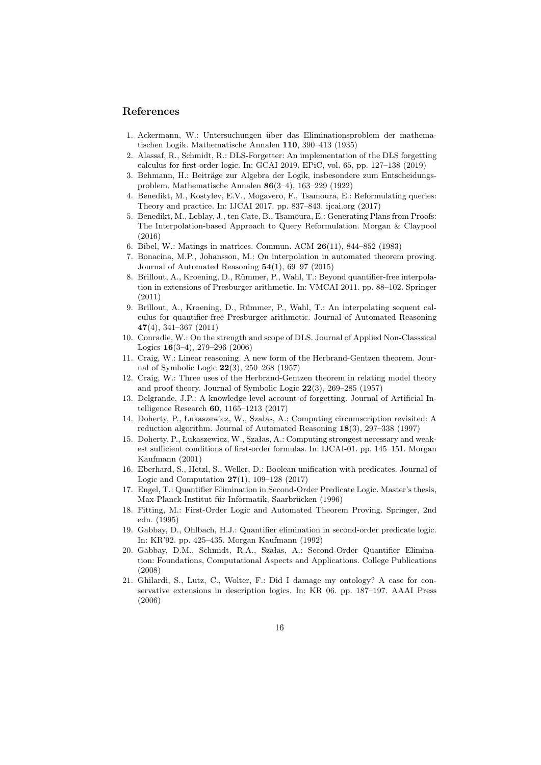## References

1. Ackermann, W.: Untersuchungen über das Eliminationsproblem der mathematischen Logik. Mathematische Annalen **110**, 390–413 (1935)
2. Alassaf, R., Schmidt, R.: DLS-Forgetter: An implementation of the DLS forgetting calculus for first-order logic. In: GCAI 2019. EPiC, vol. 65, pp. 127–138 (2019)
3. Behmann, H.: Beiträge zur Algebra der Logik, insbesondere zum Entscheidungsproblem. Mathematische Annalen **86**(3–4), 163–229 (1922)
4. Benedikt, M., Kostylev, E.V., Mogavero, F., Tsamoura, E.: Reformulating queries: Theory and practice. In: IJCAI 2017. pp. 837–843. ijcai.org (2017)
5. Benedikt, M., Leblay, J., ten Cate, B., Tsamoura, E.: Generating Plans from Proofs: The Interpolation-based Approach to Query Reformulation. Morgan & Claypool (2016)
6. Bibel, W.: Matings in matrices. Commun. ACM **26**(11), 844–852 (1983)
7. Bonacina, M.P., Johansson, M.: On interpolation in automated theorem proving. Journal of Automated Reasoning **54**(1), 69–97 (2015)
8. Brillout, A., Kroening, D., Rümmer, P., Wahl, T.: Beyond quantifier-free interpolation in extensions of Presburger arithmetic. In: VMCAI 2011. pp. 88–102. Springer (2011)
9. Brillout, A., Kroening, D., Rümmer, P., Wahl, T.: An interpolating sequent calculus for quantifier-free Presburger arithmetic. Journal of Automated Reasoning **47**(4), 341–367 (2011)
10. Conradie, W.: On the strength and scope of DLS. Journal of Applied Non-Classsical Logics **16**(3–4), 279–296 (2006)
11. Craig, W.: Linear reasoning. A new form of the Herbrand-Gentzen theorem. Journal of Symbolic Logic **22**(3), 250–268 (1957)
12. Craig, W.: Three uses of the Herbrand-Gentzen theorem in relating model theory and proof theory. Journal of Symbolic Logic **22**(3), 269–285 (1957)
13. Delgrande, J.P.: A knowledge level account of forgetting. Journal of Artificial Intelligence Research **60**, 1165–1213 (2017)
14. Doherty, P., Łukaszewicz, W., Szałas, A.: Computing circumscription revisited: A reduction algorithm. Journal of Automated Reasoning **18**(3), 297–338 (1997)
15. Doherty, P., Łukaszewicz, W., Szałas, A.: Computing strongest necessary and weakest sufficient conditions of first-order formulas. In: IJCAI-01. pp. 145–151. Morgan Kaufmann (2001)
16. Eberhard, S., Hetzl, S., Weller, D.: Boolean unification with predicates. Journal of Logic and Computation **27**(1), 109–128 (2017)
17. Engel, T.: Quantifier Elimination in Second-Order Predicate Logic. Master's thesis, Max-Planck-Institut für Informatik, Saarbrücken (1996)
18. Fitting, M.: First-Order Logic and Automated Theorem Proving. Springer, 2nd edn. (1995)
19. Gabbay, D., Ohlbach, H.J.: Quantifier elimination in second-order predicate logic. In: KR'92. pp. 425–435. Morgan Kaufmann (1992)
20. Gabbay, D.M., Schmidt, R.A., Szałas, A.: Second-Order Quantifier Elimination: Foundations, Computational Aspects and Applications. College Publications (2008)
21. Ghilardi, S., Lutz, C., Wolter, F.: Did I damage my ontology? A case for conservative extensions in description logics. In: KR 06. pp. 187–197. AAAI Press (2006)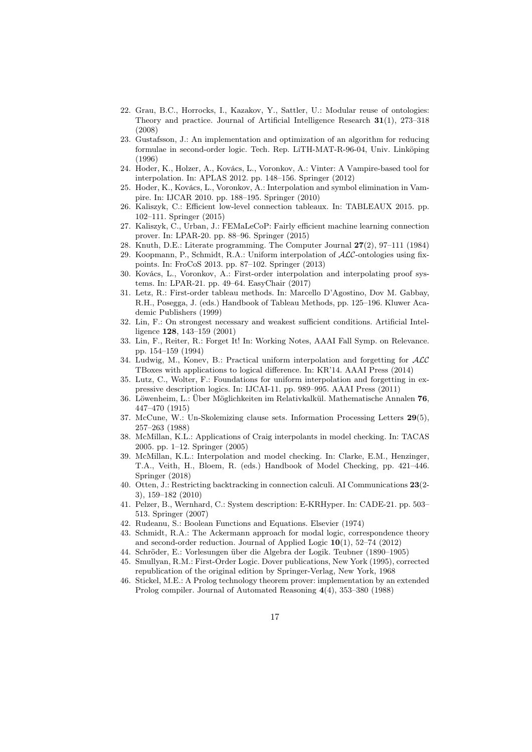22. Grau, B.C., Horrocks, I., Kazakov, Y., Sattler, U.: Modular reuse of ontologies: Theory and practice. Journal of Artificial Intelligence Research **31**(1), 273–318 (2008)
23. Gustafsson, J.: An implementation and optimization of an algorithm for reducing formulae in second-order logic. Tech. Rep. LiTH-MAT-R-96-04, Univ. Linköping (1996)
24. Hoder, K., Holzer, A., Kovács, L., Voronkov, A.: Vinter: A Vampire-based tool for interpolation. In: APLAS 2012. pp. 148–156. Springer (2012)
25. Hoder, K., Kovács, L., Voronkov, A.: Interpolation and symbol elimination in Vampire. In: IJCAR 2010. pp. 188–195. Springer (2010)
26. Kaliszyk, C.: Efficient low-level connection tableaux. In: TABLEAUX 2015. pp. 102–111. Springer (2015)
27. Kaliszyk, C., Urban, J.: FEMaLeCoP: Fairly efficient machine learning connection prover. In: LPAR-20. pp. 88–96. Springer (2015)
28. Knuth, D.E.: Literate programming. The Computer Journal **27**(2), 97–111 (1984)
29. Koopmann, P., Schmidt, R.A.: Uniform interpolation of $\mathcal{ALC}$-ontologies using fixpoints. In: FroCoS 2013. pp. 87–102. Springer (2013)
30. Kovács, L., Voronkov, A.: First-order interpolation and interpolating proof systems. In: LPAR-21. pp. 49–64. EasyChair (2017)
31. Letz, R.: First-order tableau methods. In: Marcello D'Agostino, Dov M. Gabbay, R.H., Posegga, J. (eds.) Handbook of Tableau Methods, pp. 125–196. Kluwer Academic Publishers (1999)
32. Lin, F.: On strongest necessary and weakest sufficient conditions. Artificial Intelligence **128**, 143–159 (2001)
33. Lin, F., Reiter, R.: Forget It! In: Working Notes, AAAI Fall Symp. on Relevance. pp. 154–159 (1994)
34. Ludwig, M., Konev, B.: Practical uniform interpolation and forgetting for $\mathcal{ALC}$ TBoxes with applications to logical difference. In: KR'14. AAAI Press (2014)
35. Lutz, C., Wolter, F.: Foundations for uniform interpolation and forgetting in expressive description logics. In: IJCAI-11. pp. 989–995. AAAI Press (2011)
36. Löwenheim, L.: Über Möglichkeiten im Relativkalkül. Mathematische Annalen **76**, 447–470 (1915)
37. McCune, W.: Un-Skolemizing clause sets. Information Processing Letters **29**(5), 257–263 (1988)
38. McMillan, K.L.: Applications of Craig interpolants in model checking. In: TACAS 2005. pp. 1–12. Springer (2005)
39. McMillan, K.L.: Interpolation and model checking. In: Clarke, E.M., Henzinger, T.A., Veith, H., Bloem, R. (eds.) Handbook of Model Checking, pp. 421–446. Springer (2018)
40. Otten, J.: Restricting backtracking in connection calculi. AI Communications **23**(2-3), 159–182 (2010)
41. Pelzer, B., Wernhard, C.: System description: E-KRHyper. In: CADE-21. pp. 503–513. Springer (2007)
42. Rudeanu, S.: Boolean Functions and Equations. Elsevier (1974)
43. Schmidt, R.A.: The Ackermann approach for modal logic, correspondence theory and second-order reduction. Journal of Applied Logic **10**(1), 52–74 (2012)
44. Schröder, E.: Vorlesungen über die Algebra der Logik. Teubner (1890–1905)
45. Smullyan, R.M.: First-Order Logic. Dover publications, New York (1995), corrected republication of the original edition by Springer-Verlag, New York, 1968
46. Stickel, M.E.: A Prolog technology theorem prover: implementation by an extended Prolog compiler. Journal of Automated Reasoning **4**(4), 353–380 (1988)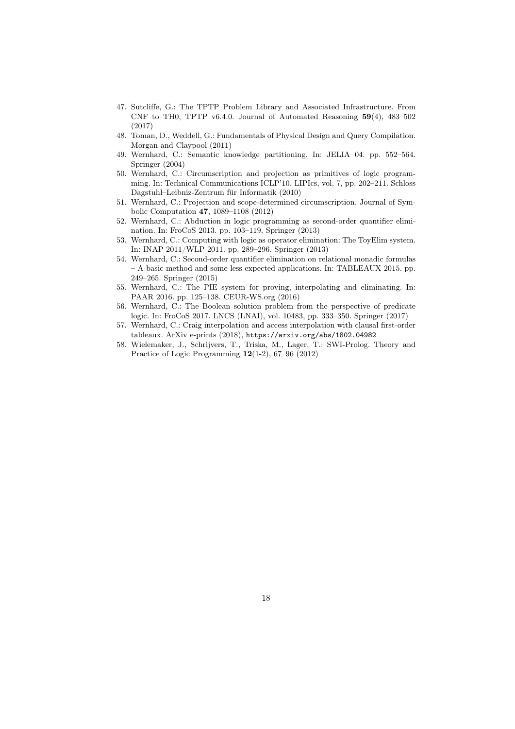47. Sutcliffe, G.: The TPTP Problem Library and Associated Infrastructure. From CNF to TH0, TPTP v6.4.0. Journal of Automated Reasoning **59**(4), 483–502 (2017)
48. Toman, D., Weddell, G.: Fundamentals of Physical Design and Query Compilation. Morgan and Claypool (2011)
49. Wernhard, C.: Semantic knowledge partitioning. In: JELIA 04. pp. 552–564. Springer (2004)
50. Wernhard, C.: Circumscription and projection as primitives of logic programming. In: Technical Communications ICLP'10. LIPIcs, vol. 7, pp. 202–211. Schloss Dagstuhl–Leibniz-Zentrum für Informatik (2010)
51. Wernhard, C.: Projection and scope-determined circumscription. Journal of Symbolic Computation **47**, 1089–1108 (2012)
52. Wernhard, C.: Abduction in logic programming as second-order quantifier elimination. In: FroCoS 2013. pp. 103–119. Springer (2013)
53. Wernhard, C.: Computing with logic as operator elimination: The ToyElim system. In: INAP 2011/WLP 2011. pp. 289–296. Springer (2013)
54. Wernhard, C.: Second-order quantifier elimination on relational monadic formulas – A basic method and some less expected applications. In: TABLEAUX 2015. pp. 249–265. Springer (2015)
55. Wernhard, C.: The PIE system for proving, interpolating and eliminating. In: PAAR 2016. pp. 125–138. CEUR-WS.org (2016)
56. Wernhard, C.: The Boolean solution problem from the perspective of predicate logic. In: FroCoS 2017. LNCS (LNAI), vol. 10483, pp. 333–350. Springer (2017)
57. Wernhard, C.: Craig interpolation and access interpolation with clausal first-order tableaux. ArXiv e-prints (2018), `https://arxiv.org/abs/1802.04982`
58. Wielemaker, J., Schrijvers, T., Triska, M., Lager, T.: SWI-Prolog. Theory and Practice of Logic Programming **12**(1-2), 67–96 (2012)